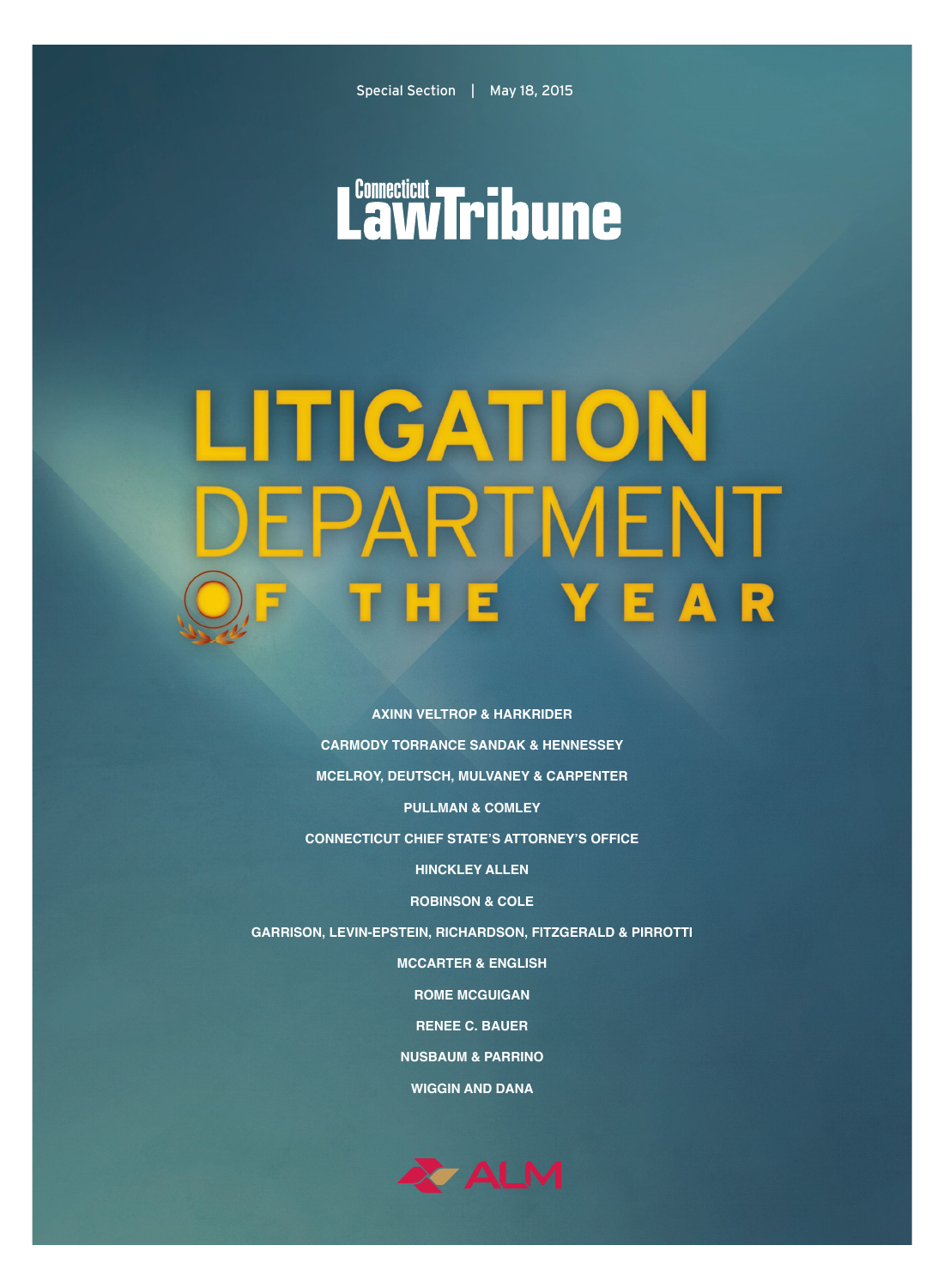Special Section | May 18, 2015

Connecticut Law Tribune

# LITIGATION DEPARTMENT OF THE YEAR

AXINN VELTROP & HARKRIDER

CARMODY TORRANCE SANDAK & HENNESSEY

MCELROY, DEUTSCH, MULVANEY & CARPENTER

PULLMAN & COMLEY

CONNECTICUT CHIEF STATE'S ATTORNEY'S OFFICE

HINCKLEY ALLEN

ROBINSON & COLE

GARRISON, LEVIN-EPSTEIN, RICHARDSON, FITZGERALD & PIRROTTI

MCCARTER & ENGLISH

ROME MCGUIGAN

RENEE C. BAUER

NUSBAUM & PARRINO

WIGGIN AND DANA

ALM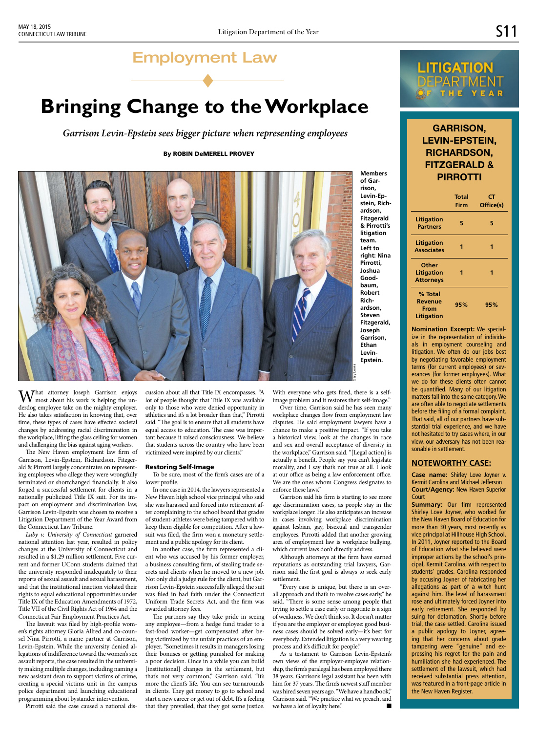# Employment Law

# Bringing Change to the Workplace

*Garrison Levin-Epstein sees bigger picture when representing employees*

**By ROBIN DeMERELL PROVEY**

**Members of Garrison, Levin-Epstein, Richardson, Fitzgerald & Pirrotti's litigation team. Left to right: Nina Pirrotti, Joshua Goodbaum, Robert Richardson, Steven Fitzgerald, Joseph Garrison, Ethan Levin-Epstein.**

Gary Lewis

What attorney Joseph Garrison enjoys most about his work is helping the underdog employee take on the mighty employer. He also takes satisfaction in knowing that, over time, these types of cases have effected societal changes by addressing racial discrimination in the workplace, lifting the glass ceiling for women and challenging the bias against aging workers.

The New Haven employment law firm of Garrison, Levin-Epstein, Richardson, Fitzgerald & Pirrotti largely concentrates on representing employees who allege they were wrongfully terminated or shortchanged financially. It also forged a successful settlement for clients in a nationally publicized Title IX suit. For its impact on employment and discrimination law, Garrison Levin-Epstein was chosen to receive a Litigation Department of the Year Award from the Connecticut Law Tribune.

*Luby v. University of Connecticut* garnered national attention last year, resulted in policy changes at the University of Connecticut and resulted in a $1.29 million settlement. Five current and former UConn students claimed that the university responded inadequately to their reports of sexual assault and sexual harassment, and that the institutional inaction violated their rights to equal educational opportunities under Title IX of the Education Amendments of 1972, Title VII of the Civil Rights Act of 1964 and the Connecticut Fair Employment Practices Act.

The lawsuit was filed by high-profile women's rights attorney Gloria Allred and co-counsel Nina Pirrotti, a name partner at Garrison, Levin-Epstein. While the university denied allegations of indifference toward the women's sex assault reports, the case resulted in the university making multiple changes, including naming a new assistant dean to support victims of crime, creating a special victims unit in the campus police department and launching educational programming about bystander intervention.

Pirrotti said the case caused a national discussion about all that Title IX encompasses. "A lot of people thought that Title IX was available only to those who were denied opportunity in athletics and it's a lot broader than that," Pirrotti said. "The goal is to ensure that all students have equal access to education. The case was important because it raised consciousness. We believe that students across the country who have been victimized were inspired by our clients."

## Restoring Self-Image

To be sure, most of the firm's cases are of a lower profile.

In one case in 2014, the lawyers represented a New Haven high school vice principal who said she was harassed and forced into retirement after complaining to the school board that grades of student-athletes were being tampered with to keep them eligible for competition. After a lawsuit was filed, the firm won a monetary settlement and a public apology for its client.

In another case, the firm represented a client who was accused by his former employer, a business consulting firm, of stealing trade secrets and clients when he moved to a new job. Not only did a judge rule for the client, but Garrison Levin-Epstein successfully alleged the suit was filed in bad faith under the Connecticut Uniform Trade Secrets Act, and the firm was awarded attorney fees.

The partners say they take pride in seeing any employee—from a hedge fund trader to a fast-food worker—get compensated after being victimized by the unfair practices of an employer. "Sometimes it results in managers losing their bonuses or getting punished for making a poor decision. Once in a while you can build [institutional] changes in the settlement, but that's not very common," Garrison said. "It's more the client's life. You can see turnarounds in clients. They get money to go to school and start a new career or get out of debt. It's a feeling that they prevailed, that they got some justice. With everyone who gets fired, there is a self-image problem and it restores their self-image."

Over time, Garrison said he has seen many workplace changes flow from employment law disputes. He said employment lawyers have a chance to make a positive impact. "If you take a historical view, look at the changes in race and sex and overall acceptance of diversity in the workplace," Garrison said. "[Legal action] is actually a benefit. People say you can't legislate morality, and I say that's not true at all. I look at our office as being a law enforcement office. We are the ones whom Congress designates to enforce these laws."

Garrison said his firm is starting to see more age discrimination cases, as people stay in the workplace longer. He also anticipates an increase in cases involving workplace discrimination against lesbian, gay, bisexual and transgender employees. Pirrotti added that another growing area of employment law is workplace bullying, which current laws don't directly address.

Although attorneys at the firm have earned reputations as outstanding trial lawyers, Garrison said the first goal is always to seek early settlement.

"Every case is unique, but there is an overall approach and that's to resolve cases early," he said. "There is some sense among people that trying to settle a case early or negotiate is a sign of weakness. We don't think so. It doesn't matter if you are the employer or employee: good business cases should be solved early—it's best for everybody. Extended litigation is a very wearing process and it's difficult for people."

As a testament to Garrison Levin-Epstein's own views of the employer-employee relationship, the firm's paralegal has been employed there 38 years. Garrison's legal assistant has been with him for 37 years. The firm's newest staff member was hired seven years ago. "We have a handbook," Garrison said. "We practice what we preach, and we have a lot of loyalty here."

---

## LITIGATION DEPARTMENT OF THE YEAR

### GARRISON, LEVIN-EPSTEIN, RICHARDSON, FITZGERALD & PIRROTTI

| | Total Firm | CT Office(s) |
|---|---|---|
| Litigation Partners | 5 | 5 |
| Litigation Associates | 1 | 1 |
| Other Litigation Attorneys | 1 | 1 |
| % Total Revenue From Litigation | 95% | 95% |

**Nomination Excerpt:** We specialize in the representation of individuals in employment counseling and litigation. We often do our jobs best by negotiating favorable employment terms (for current employees) or severances (for former employees). What we do for these clients often cannot be quantified. Many of our litigation matters fall into the same category. We are often able to negotiate settlements before the filing of a formal complaint. That said, all of our partners have substantial trial experience, and we have not hesitated to try cases where, in our view, our adversary has not been reasonable in settlement.

### NOTEWORTHY CASE:

**Case name:** Shirley Love Joyner v. Kermit Carolina and Michael Jefferson

**Court/Agency:** New Haven Superior Court

**Summary:** Our firm represented Shirley Joyner, who worked for the New Haven Board of Education for more than 30 years, most recently as vice principal at Hillhouse High School. In 2011, Joyner reported to the Board of Education what she believed were improper actions by the school's principal, Kermit Carolina, with respect to students' grades. Carolina responded by accusing Joyner of fabricating her allegations as part of a witch hunt against him. The level of harassment rose and ultimately forced Joyner into early retirement. She responded by suing for defamation. Shortly before trial, the case settled. Carolina issued a public apology to Joyner, agreeing that her concerns about grade tampering were "genuine" and expressing his regret for the pain and humiliation she had experienced. The settlement of the lawsuit, which had received substantial press attention, was featured in a front-page article in the New Haven Register.